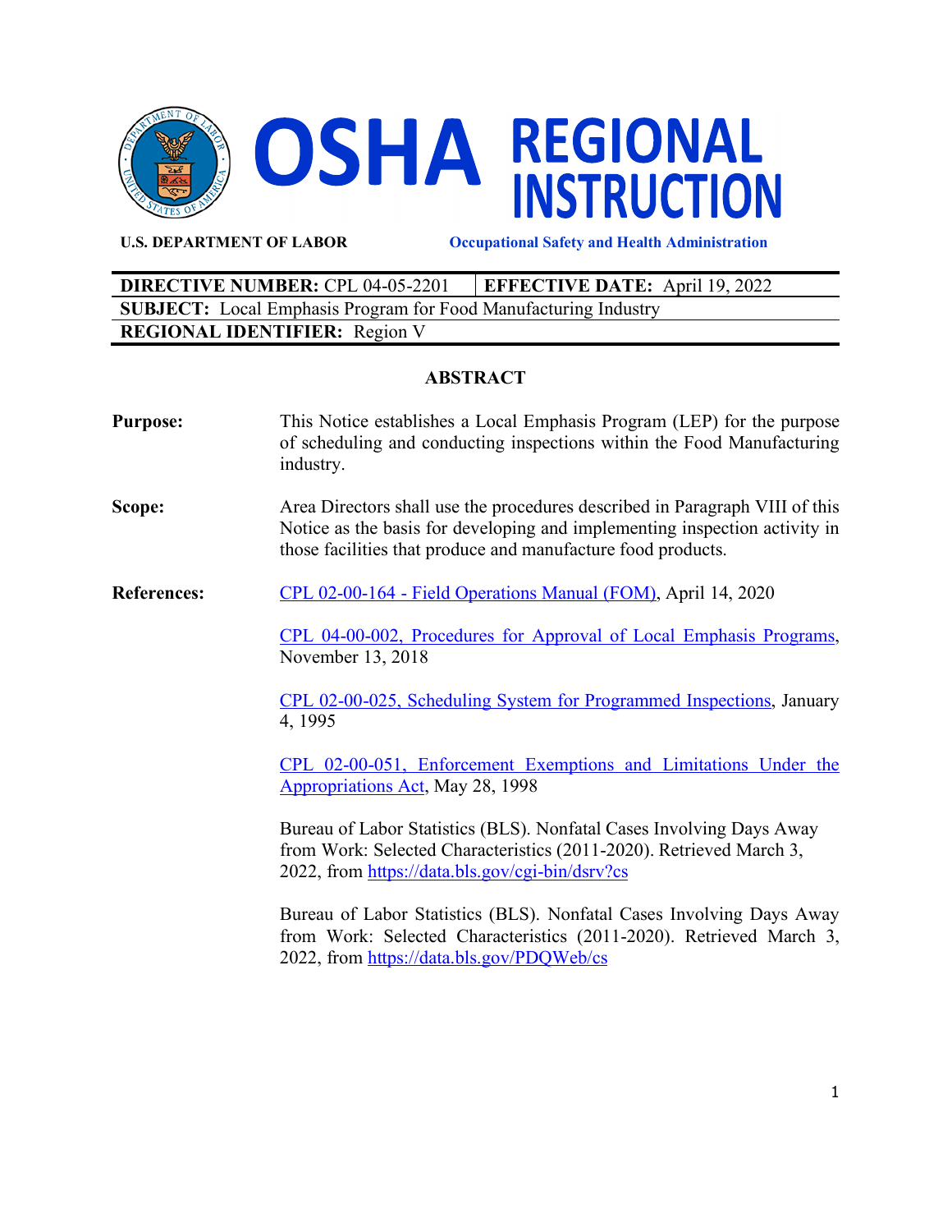# OSHA REGIONAL INSTRUCTION

**U.S. DEPARTMENT OF LABOR** | **Occupational Safety and Health Administration**

| **DIRECTIVE NUMBER:** CPL 04-05-2201 | **EFFECTIVE DATE:** April 19, 2022 |
|---|---|
| **SUBJECT:** Local Emphasis Program for Food Manufacturing Industry | |
| **REGIONAL IDENTIFIER:** Region V | |

## ABSTRACT

**Purpose:** This Notice establishes a Local Emphasis Program (LEP) for the purpose of scheduling and conducting inspections within the Food Manufacturing industry.

**Scope:** Area Directors shall use the procedures described in Paragraph VIII of this Notice as the basis for developing and implementing inspection activity in those facilities that produce and manufacture food products.

**References:** CPL 02-00-164 - Field Operations Manual (FOM), April 14, 2020

CPL 04-00-002, Procedures for Approval of Local Emphasis Programs, November 13, 2018

CPL 02-00-025, Scheduling System for Programmed Inspections, January 4, 1995

CPL 02-00-051, Enforcement Exemptions and Limitations Under the Appropriations Act, May 28, 1998

Bureau of Labor Statistics (BLS). Nonfatal Cases Involving Days Away from Work: Selected Characteristics (2011-2020). Retrieved March 3, 2022, from https://data.bls.gov/cgi-bin/dsrv?cs

Bureau of Labor Statistics (BLS). Nonfatal Cases Involving Days Away from Work: Selected Characteristics (2011-2020). Retrieved March 3, 2022, from https://data.bls.gov/PDQWeb/cs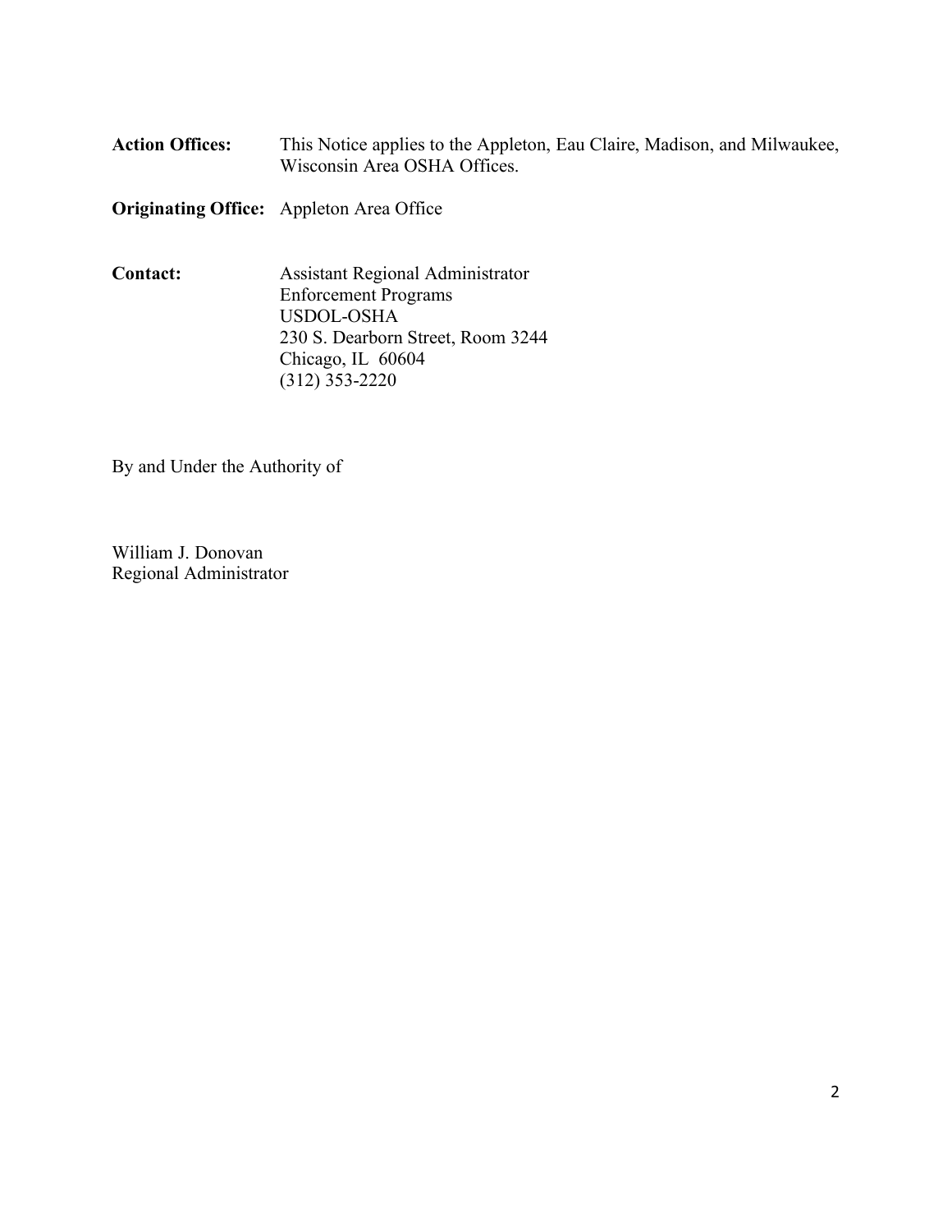**Action Offices:** This Notice applies to the Appleton, Eau Claire, Madison, and Milwaukee, Wisconsin Area OSHA Offices.

**Originating Office:** Appleton Area Office

**Contact:** Assistant Regional Administrator
Enforcement Programs
USDOL-OSHA
230 S. Dearborn Street, Room 3244
Chicago, IL 60604
(312) 353-2220

By and Under the Authority of

William J. Donovan
Regional Administrator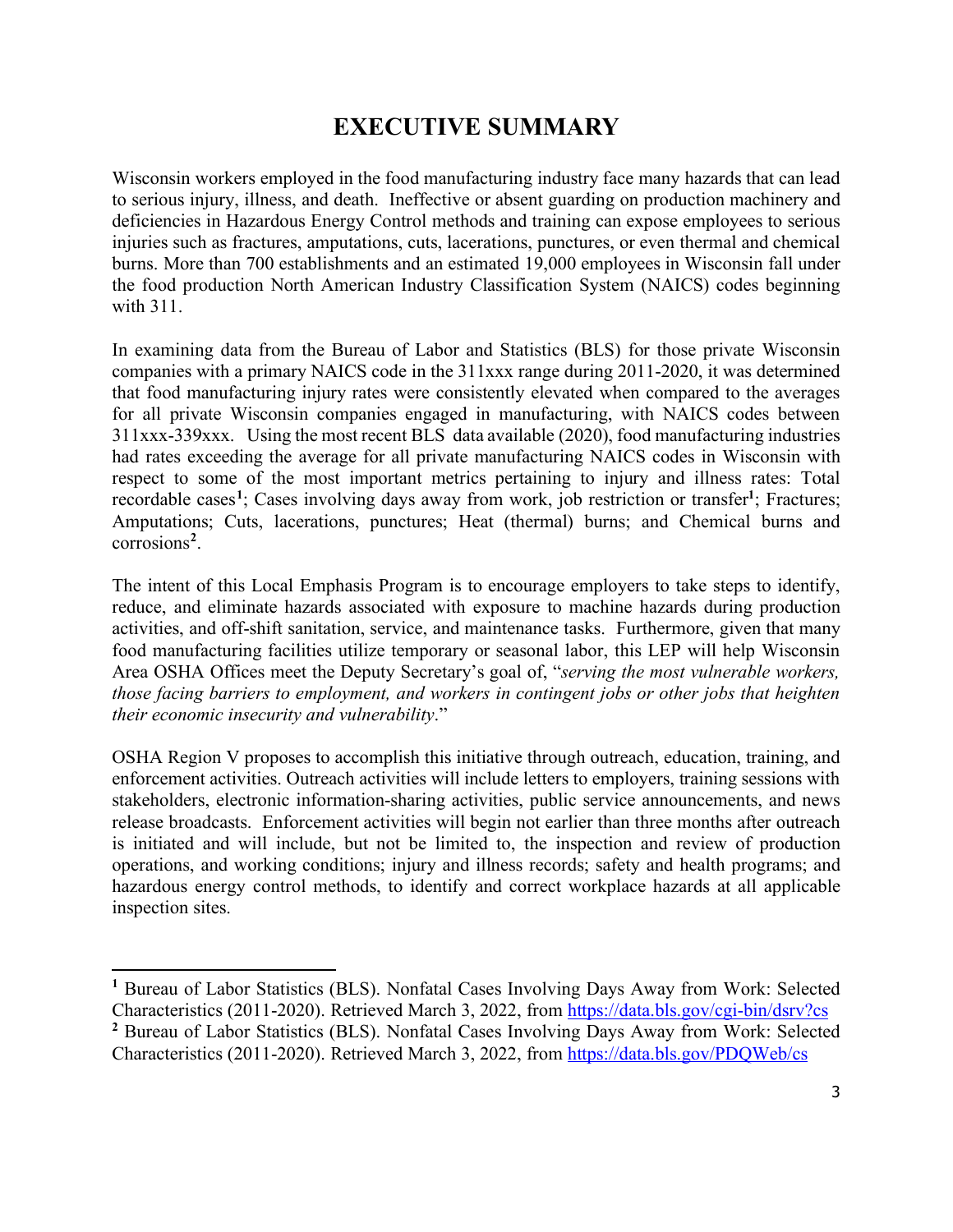# EXECUTIVE SUMMARY

Wisconsin workers employed in the food manufacturing industry face many hazards that can lead to serious injury, illness, and death. Ineffective or absent guarding on production machinery and deficiencies in Hazardous Energy Control methods and training can expose employees to serious injuries such as fractures, amputations, cuts, lacerations, punctures, or even thermal and chemical burns. More than 700 establishments and an estimated 19,000 employees in Wisconsin fall under the food production North American Industry Classification System (NAICS) codes beginning with 311.

In examining data from the Bureau of Labor and Statistics (BLS) for those private Wisconsin companies with a primary NAICS code in the 311xxx range during 2011-2020, it was determined that food manufacturing injury rates were consistently elevated when compared to the averages for all private Wisconsin companies engaged in manufacturing, with NAICS codes between 311xxx-339xxx. Using the most recent BLS data available (2020), food manufacturing industries had rates exceeding the average for all private manufacturing NAICS codes in Wisconsin with respect to some of the most important metrics pertaining to injury and illness rates: Total recordable cases[1]; Cases involving days away from work, job restriction or transfer[1]; Fractures; Amputations; Cuts, lacerations, punctures; Heat (thermal) burns; and Chemical burns and corrosions[2].

The intent of this Local Emphasis Program is to encourage employers to take steps to identify, reduce, and eliminate hazards associated with exposure to machine hazards during production activities, and off-shift sanitation, service, and maintenance tasks. Furthermore, given that many food manufacturing facilities utilize temporary or seasonal labor, this LEP will help Wisconsin Area OSHA Offices meet the Deputy Secretary's goal of, "*serving the most vulnerable workers, those facing barriers to employment, and workers in contingent jobs or other jobs that heighten their economic insecurity and vulnerability*."

OSHA Region V proposes to accomplish this initiative through outreach, education, training, and enforcement activities. Outreach activities will include letters to employers, training sessions with stakeholders, electronic information-sharing activities, public service announcements, and news release broadcasts. Enforcement activities will begin not earlier than three months after outreach is initiated and will include, but not be limited to, the inspection and review of production operations, and working conditions; injury and illness records; safety and health programs; and hazardous energy control methods, to identify and correct workplace hazards at all applicable inspection sites.

---

[1] Bureau of Labor Statistics (BLS). Nonfatal Cases Involving Days Away from Work: Selected Characteristics (2011-2020). Retrieved March 3, 2022, from https://data.bls.gov/cgi-bin/dsrv?cs

[2] Bureau of Labor Statistics (BLS). Nonfatal Cases Involving Days Away from Work: Selected Characteristics (2011-2020). Retrieved March 3, 2022, from https://data.bls.gov/PDQWeb/cs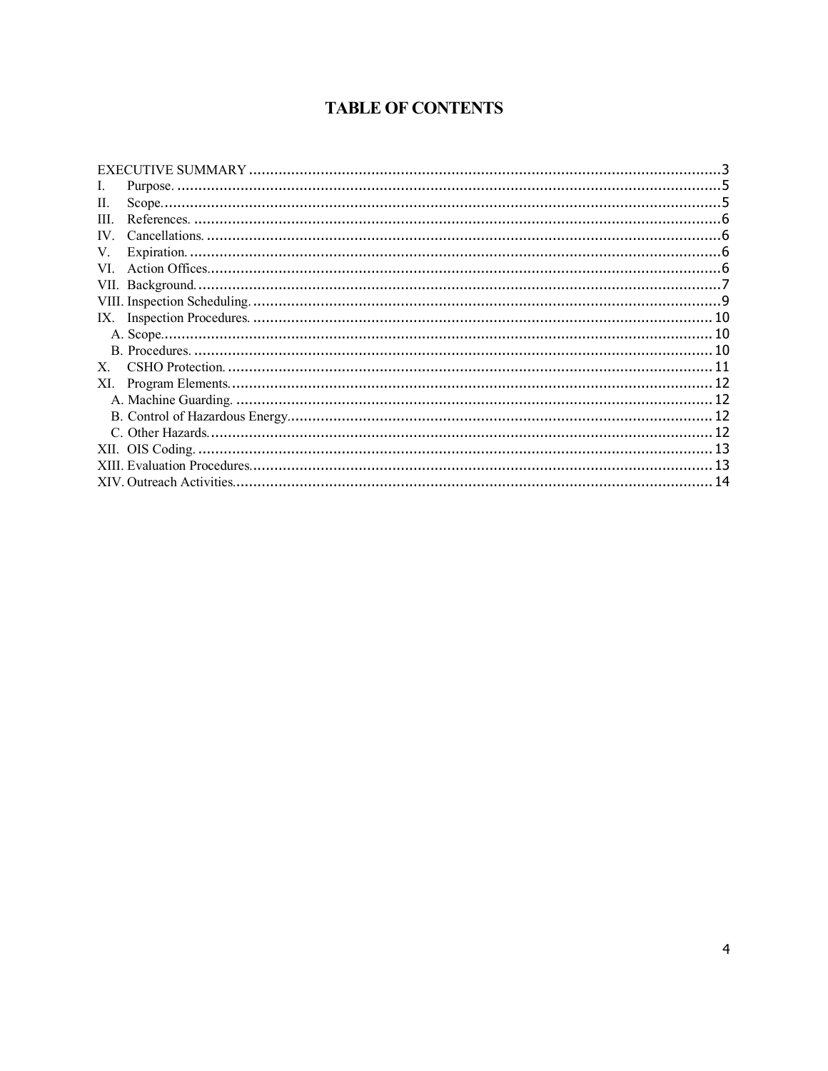# TABLE OF CONTENTS

EXECUTIVE SUMMARY ........ 3
I. Purpose. ........ 5
II. Scope. ........ 5
III. References. ........ 6
IV. Cancellations. ........ 6
V. Expiration. ........ 6
VI. Action Offices. ........ 6
VII. Background. ........ 7
VIII. Inspection Scheduling. ........ 9
IX. Inspection Procedures. ........ 10
  A. Scope. ........ 10
  B. Procedures. ........ 10
X. CSHO Protection. ........ 11
XI. Program Elements. ........ 12
  A. Machine Guarding. ........ 12
  B. Control of Hazardous Energy. ........ 12
  C. Other Hazards. ........ 12
XII. OIS Coding. ........ 13
XIII. Evaluation Procedures. ........ 13
XIV. Outreach Activities. ........ 14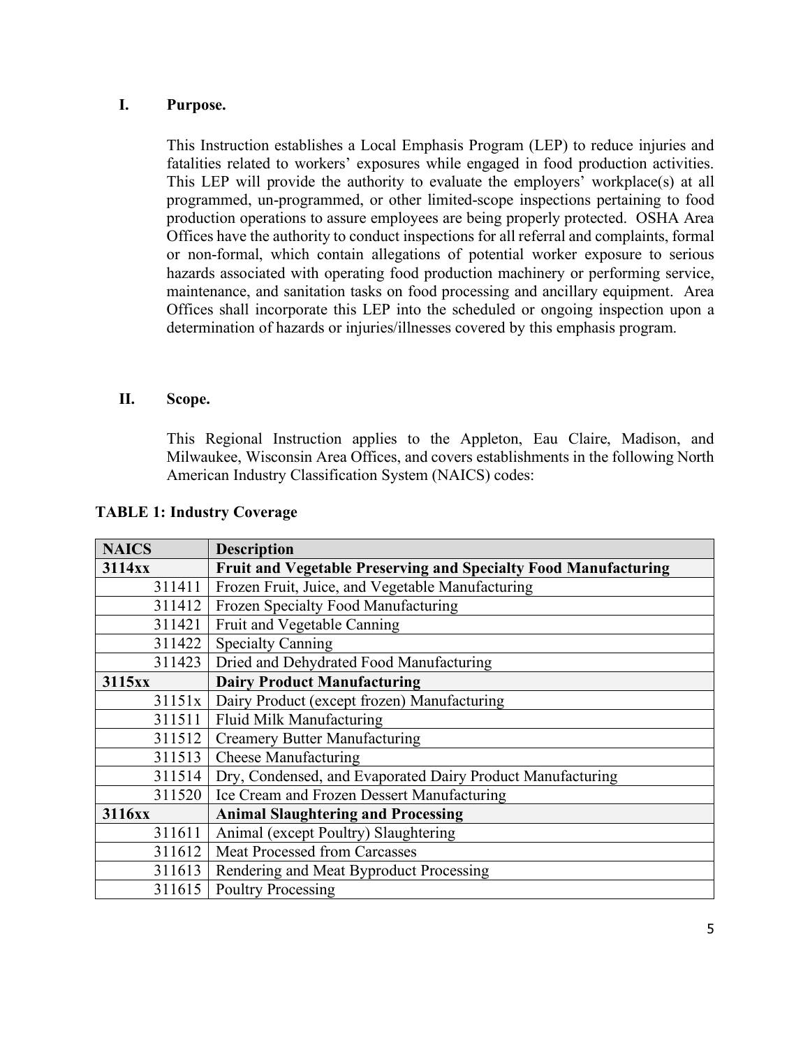## I. Purpose.

This Instruction establishes a Local Emphasis Program (LEP) to reduce injuries and fatalities related to workers' exposures while engaged in food production activities. This LEP will provide the authority to evaluate the employers' workplace(s) at all programmed, un-programmed, or other limited-scope inspections pertaining to food production operations to assure employees are being properly protected. OSHA Area Offices have the authority to conduct inspections for all referral and complaints, formal or non-formal, which contain allegations of potential worker exposure to serious hazards associated with operating food production machinery or performing service, maintenance, and sanitation tasks on food processing and ancillary equipment. Area Offices shall incorporate this LEP into the scheduled or ongoing inspection upon a determination of hazards or injuries/illnesses covered by this emphasis program.

## II. Scope.

This Regional Instruction applies to the Appleton, Eau Claire, Madison, and Milwaukee, Wisconsin Area Offices, and covers establishments in the following North American Industry Classification System (NAICS) codes:

**TABLE 1: Industry Coverage**

| NAICS | Description |
|---|---|
| **3114xx** | **Fruit and Vegetable Preserving and Specialty Food Manufacturing** |
| 311411 | Frozen Fruit, Juice, and Vegetable Manufacturing |
| 311412 | Frozen Specialty Food Manufacturing |
| 311421 | Fruit and Vegetable Canning |
| 311422 | Specialty Canning |
| 311423 | Dried and Dehydrated Food Manufacturing |
| **3115xx** | **Dairy Product Manufacturing** |
| 31151x | Dairy Product (except frozen) Manufacturing |
| 311511 | Fluid Milk Manufacturing |
| 311512 | Creamery Butter Manufacturing |
| 311513 | Cheese Manufacturing |
| 311514 | Dry, Condensed, and Evaporated Dairy Product Manufacturing |
| 311520 | Ice Cream and Frozen Dessert Manufacturing |
| **3116xx** | **Animal Slaughtering and Processing** |
| 311611 | Animal (except Poultry) Slaughtering |
| 311612 | Meat Processed from Carcasses |
| 311613 | Rendering and Meat Byproduct Processing |
| 311615 | Poultry Processing |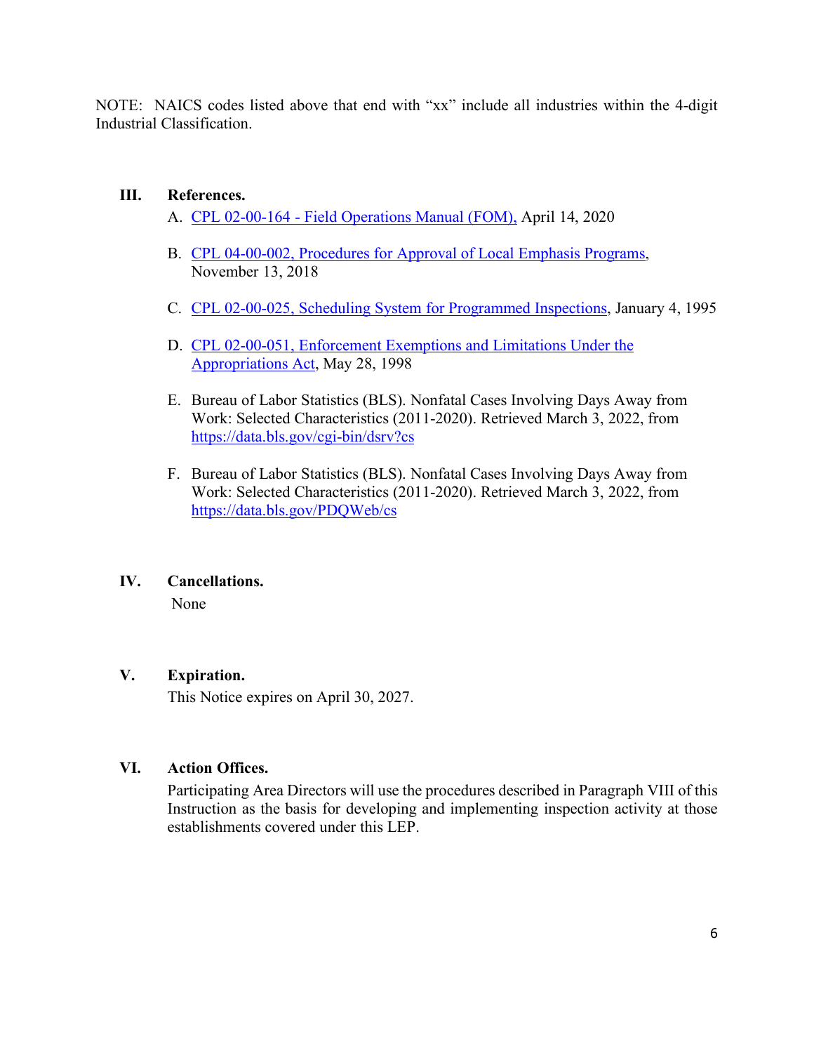NOTE: NAICS codes listed above that end with "xx" include all industries within the 4-digit Industrial Classification.

## III. References.

A. [CPL 02-00-164 - Field Operations Manual (FOM),](#) April 14, 2020

B. [CPL 04-00-002, Procedures for Approval of Local Emphasis Programs](#), November 13, 2018

C. [CPL 02-00-025, Scheduling System for Programmed Inspections](#), January 4, 1995

D. [CPL 02-00-051, Enforcement Exemptions and Limitations Under the Appropriations Act](#), May 28, 1998

E. Bureau of Labor Statistics (BLS). Nonfatal Cases Involving Days Away from Work: Selected Characteristics (2011-2020). Retrieved March 3, 2022, from https://data.bls.gov/cgi-bin/dsrv?cs

F. Bureau of Labor Statistics (BLS). Nonfatal Cases Involving Days Away from Work: Selected Characteristics (2011-2020). Retrieved March 3, 2022, from https://data.bls.gov/PDQWeb/cs

## IV. Cancellations.

None

## V. Expiration.

This Notice expires on April 30, 2027.

## VI. Action Offices.

Participating Area Directors will use the procedures described in Paragraph VIII of this Instruction as the basis for developing and implementing inspection activity at those establishments covered under this LEP.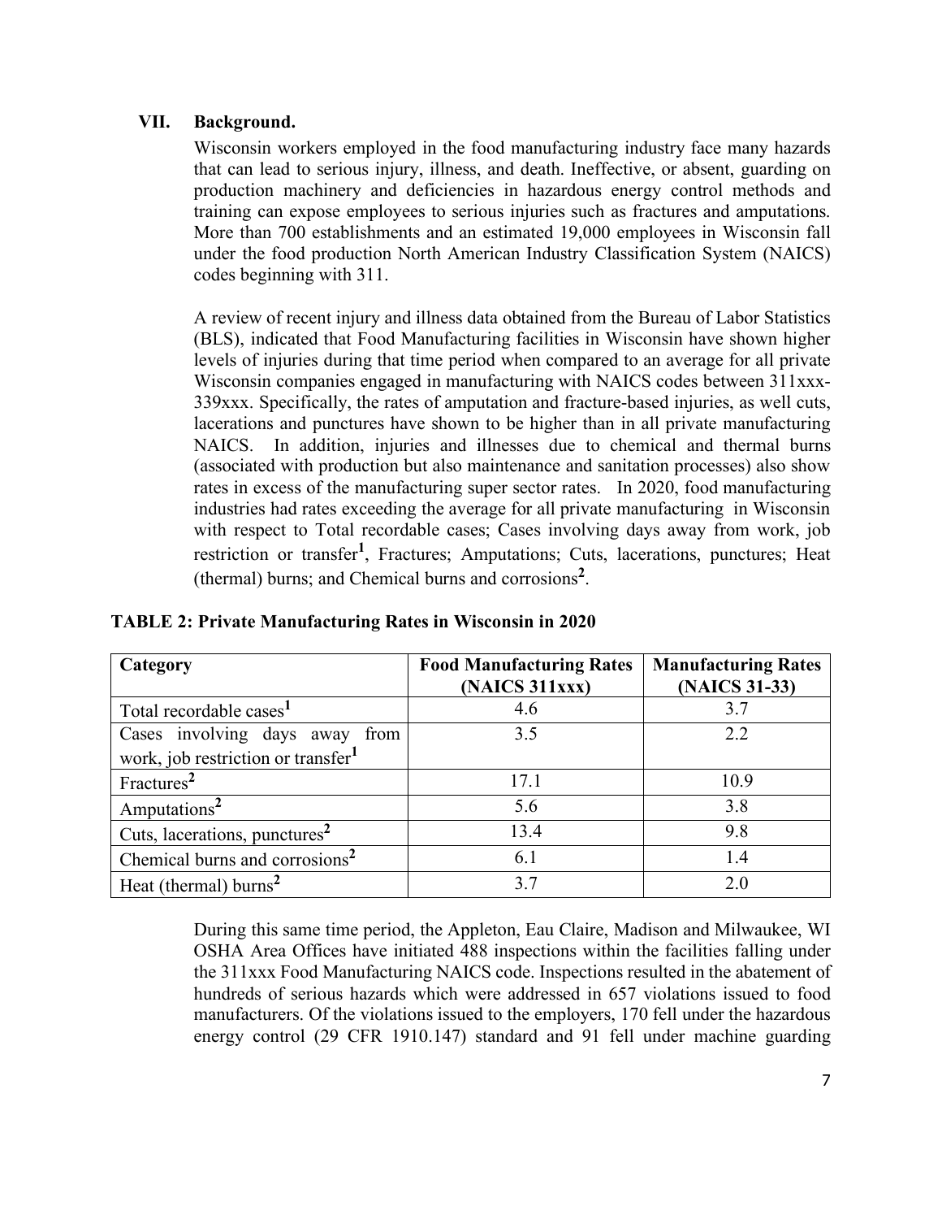## VII. Background.

Wisconsin workers employed in the food manufacturing industry face many hazards that can lead to serious injury, illness, and death. Ineffective, or absent, guarding on production machinery and deficiencies in hazardous energy control methods and training can expose employees to serious injuries such as fractures and amputations. More than 700 establishments and an estimated 19,000 employees in Wisconsin fall under the food production North American Industry Classification System (NAICS) codes beginning with 311.

A review of recent injury and illness data obtained from the Bureau of Labor Statistics (BLS), indicated that Food Manufacturing facilities in Wisconsin have shown higher levels of injuries during that time period when compared to an average for all private Wisconsin companies engaged in manufacturing with NAICS codes between 311xxx-339xxx. Specifically, the rates of amputation and fracture-based injuries, as well cuts, lacerations and punctures have shown to be higher than in all private manufacturing NAICS. In addition, injuries and illnesses due to chemical and thermal burns (associated with production but also maintenance and sanitation processes) also show rates in excess of the manufacturing super sector rates. In 2020, food manufacturing industries had rates exceeding the average for all private manufacturing in Wisconsin with respect to Total recordable cases; Cases involving days away from work, job restriction or transfer[1], Fractures; Amputations; Cuts, lacerations, punctures; Heat (thermal) burns; and Chemical burns and corrosions[2].

**TABLE 2: Private Manufacturing Rates in Wisconsin in 2020**

| Category | Food Manufacturing Rates (NAICS 311xxx) | Manufacturing Rates (NAICS 31-33) |
|---|---|---|
| Total recordable cases[1] | 4.6 | 3.7 |
| Cases involving days away from work, job restriction or transfer[1] | 3.5 | 2.2 |
| Fractures[2] | 17.1 | 10.9 |
| Amputations[2] | 5.6 | 3.8 |
| Cuts, lacerations, punctures[2] | 13.4 | 9.8 |
| Chemical burns and corrosions[2] | 6.1 | 1.4 |
| Heat (thermal) burns[2] | 3.7 | 2.0 |

During this same time period, the Appleton, Eau Claire, Madison and Milwaukee, WI OSHA Area Offices have initiated 488 inspections within the facilities falling under the 311xxx Food Manufacturing NAICS code. Inspections resulted in the abatement of hundreds of serious hazards which were addressed in 657 violations issued to food manufacturers. Of the violations issued to the employers, 170 fell under the hazardous energy control (29 CFR 1910.147) standard and 91 fell under machine guarding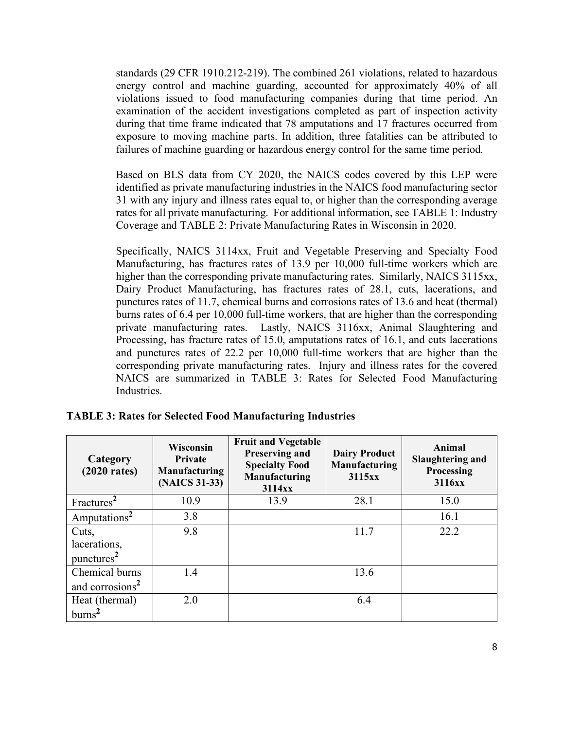standards (29 CFR 1910.212-219). The combined 261 violations, related to hazardous energy control and machine guarding, accounted for approximately 40% of all violations issued to food manufacturing companies during that time period. An examination of the accident investigations completed as part of inspection activity during that time frame indicated that 78 amputations and 17 fractures occurred from exposure to moving machine parts. In addition, three fatalities can be attributed to failures of machine guarding or hazardous energy control for the same time period.

Based on BLS data from CY 2020, the NAICS codes covered by this LEP were identified as private manufacturing industries in the NAICS food manufacturing sector 31 with any injury and illness rates equal to, or higher than the corresponding average rates for all private manufacturing. For additional information, see TABLE 1: Industry Coverage and TABLE 2: Private Manufacturing Rates in Wisconsin in 2020.

Specifically, NAICS 3114xx, Fruit and Vegetable Preserving and Specialty Food Manufacturing, has fractures rates of 13.9 per 10,000 full-time workers which are higher than the corresponding private manufacturing rates. Similarly, NAICS 3115xx, Dairy Product Manufacturing, has fractures rates of 28.1, cuts, lacerations, and punctures rates of 11.7, chemical burns and corrosions rates of 13.6 and heat (thermal) burns rates of 6.4 per 10,000 full-time workers, that are higher than the corresponding private manufacturing rates. Lastly, NAICS 3116xx, Animal Slaughtering and Processing, has fracture rates of 15.0, amputations rates of 16.1, and cuts lacerations and punctures rates of 22.2 per 10,000 full-time workers that are higher than the corresponding private manufacturing rates. Injury and illness rates for the covered NAICS are summarized in TABLE 3: Rates for Selected Food Manufacturing Industries.

**TABLE 3: Rates for Selected Food Manufacturing Industries**

| Category (2020 rates) | Wisconsin Private Manufacturing (NAICS 31-33) | Fruit and Vegetable Preserving and Specialty Food Manufacturing 3114xx | Dairy Product Manufacturing 3115xx | Animal Slaughtering and Processing 3116xx |
|---|---|---|---|---|
| Fractures[2] | 10.9 | 13.9 | 28.1 | 15.0 |
| Amputations[2] | 3.8 | | | 16.1 |
| Cuts, lacerations, punctures[2] | 9.8 | | 11.7 | 22.2 |
| Chemical burns and corrosions[2] | 1.4 | | 13.6 | |
| Heat (thermal) burns[2] | 2.0 | | 6.4 | |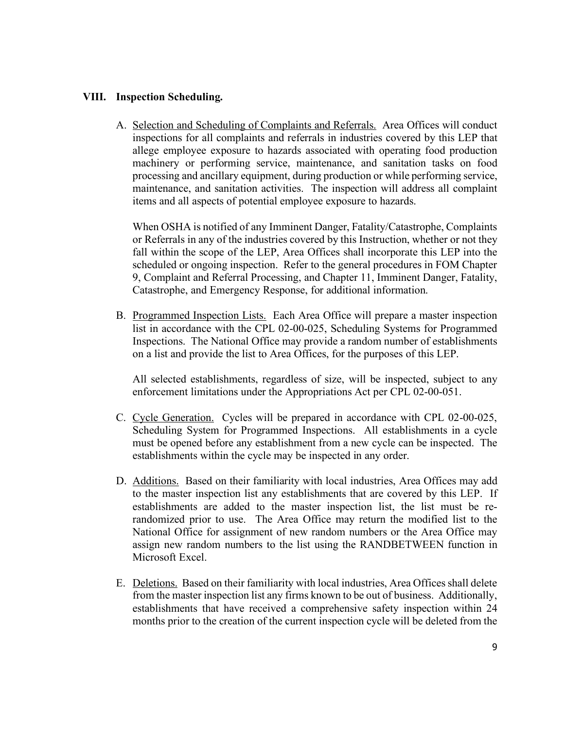## VIII. Inspection Scheduling.

A. Selection and Scheduling of Complaints and Referrals. Area Offices will conduct inspections for all complaints and referrals in industries covered by this LEP that allege employee exposure to hazards associated with operating food production machinery or performing service, maintenance, and sanitation tasks on food processing and ancillary equipment, during production or while performing service, maintenance, and sanitation activities. The inspection will address all complaint items and all aspects of potential employee exposure to hazards.

   When OSHA is notified of any Imminent Danger, Fatality/Catastrophe, Complaints or Referrals in any of the industries covered by this Instruction, whether or not they fall within the scope of the LEP, Area Offices shall incorporate this LEP into the scheduled or ongoing inspection. Refer to the general procedures in FOM Chapter 9, Complaint and Referral Processing, and Chapter 11, Imminent Danger, Fatality, Catastrophe, and Emergency Response, for additional information.

B. Programmed Inspection Lists. Each Area Office will prepare a master inspection list in accordance with the CPL 02-00-025, Scheduling Systems for Programmed Inspections. The National Office may provide a random number of establishments on a list and provide the list to Area Offices, for the purposes of this LEP.

   All selected establishments, regardless of size, will be inspected, subject to any enforcement limitations under the Appropriations Act per CPL 02-00-051.

C. Cycle Generation. Cycles will be prepared in accordance with CPL 02-00-025, Scheduling System for Programmed Inspections. All establishments in a cycle must be opened before any establishment from a new cycle can be inspected. The establishments within the cycle may be inspected in any order.

D. Additions. Based on their familiarity with local industries, Area Offices may add to the master inspection list any establishments that are covered by this LEP. If establishments are added to the master inspection list, the list must be re-randomized prior to use. The Area Office may return the modified list to the National Office for assignment of new random numbers or the Area Office may assign new random numbers to the list using the RANDBETWEEN function in Microsoft Excel.

E. Deletions. Based on their familiarity with local industries, Area Offices shall delete from the master inspection list any firms known to be out of business. Additionally, establishments that have received a comprehensive safety inspection within 24 months prior to the creation of the current inspection cycle will be deleted from the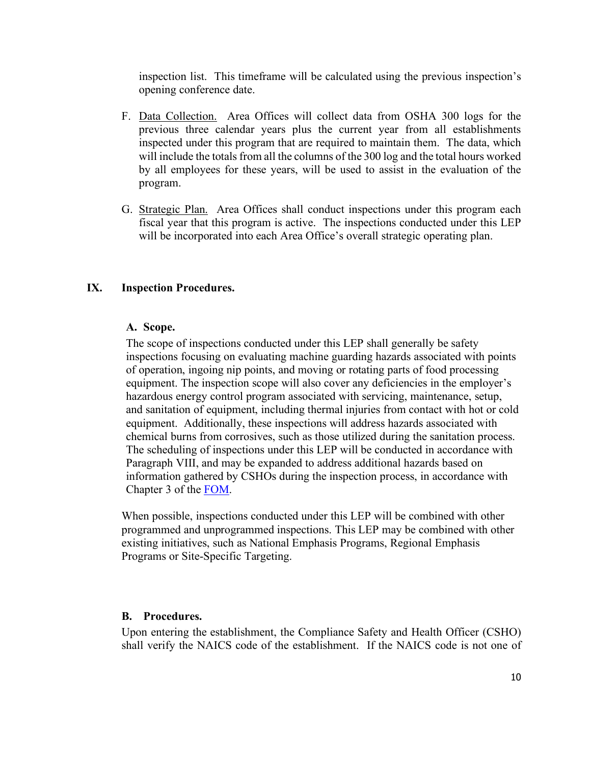inspection list. This timeframe will be calculated using the previous inspection's opening conference date.

F. Data Collection. Area Offices will collect data from OSHA 300 logs for the previous three calendar years plus the current year from all establishments inspected under this program that are required to maintain them. The data, which will include the totals from all the columns of the 300 log and the total hours worked by all employees for these years, will be used to assist in the evaluation of the program.

G. Strategic Plan. Area Offices shall conduct inspections under this program each fiscal year that this program is active. The inspections conducted under this LEP will be incorporated into each Area Office's overall strategic operating plan.

## IX. Inspection Procedures.

### A. Scope.

The scope of inspections conducted under this LEP shall generally be safety inspections focusing on evaluating machine guarding hazards associated with points of operation, ingoing nip points, and moving or rotating parts of food processing equipment. The inspection scope will also cover any deficiencies in the employer's hazardous energy control program associated with servicing, maintenance, setup, and sanitation of equipment, including thermal injuries from contact with hot or cold equipment. Additionally, these inspections will address hazards associated with chemical burns from corrosives, such as those utilized during the sanitation process. The scheduling of inspections under this LEP will be conducted in accordance with Paragraph VIII, and may be expanded to address additional hazards based on information gathered by CSHOs during the inspection process, in accordance with Chapter 3 of the FOM.

When possible, inspections conducted under this LEP will be combined with other programmed and unprogrammed inspections. This LEP may be combined with other existing initiatives, such as National Emphasis Programs, Regional Emphasis Programs or Site-Specific Targeting.

### B. Procedures.

Upon entering the establishment, the Compliance Safety and Health Officer (CSHO) shall verify the NAICS code of the establishment. If the NAICS code is not one of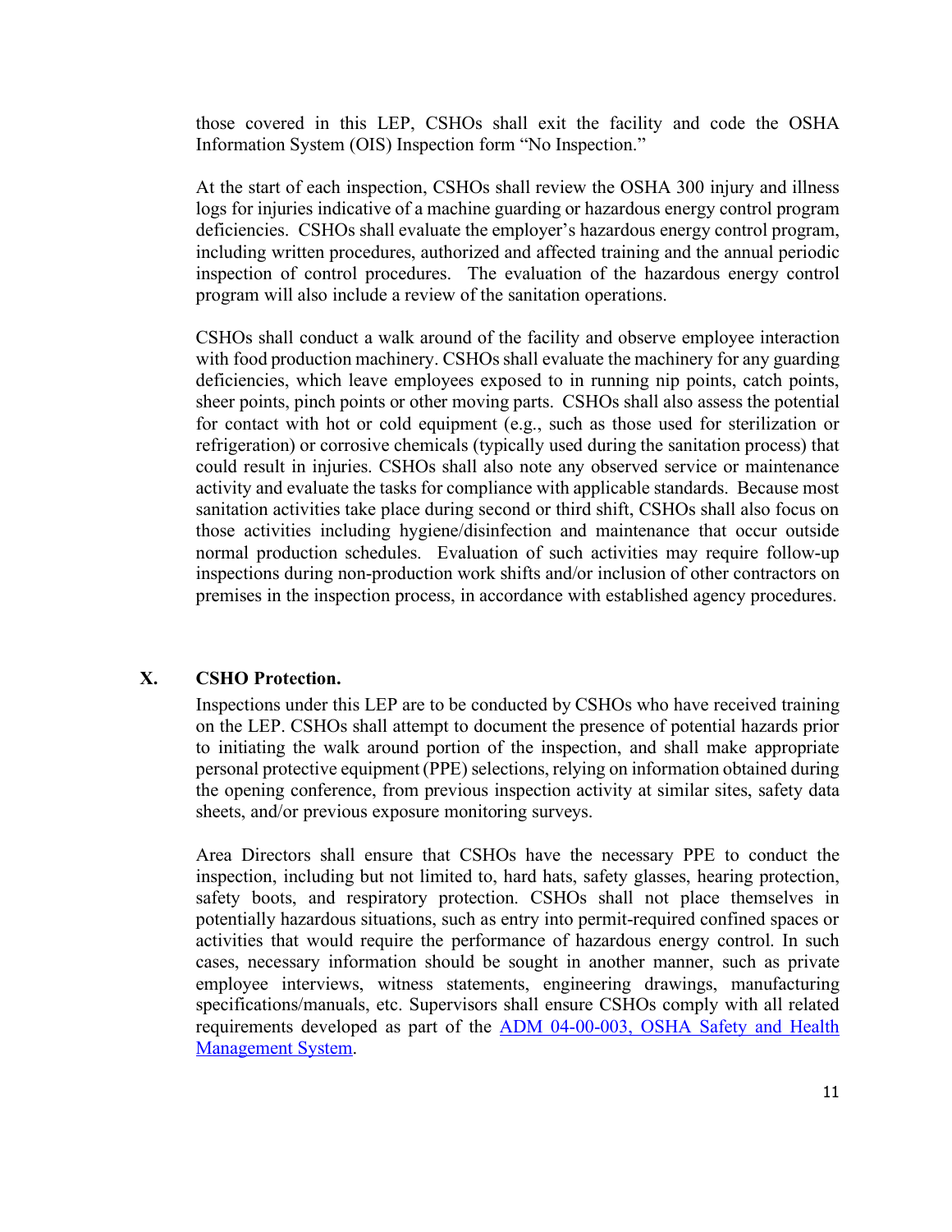those covered in this LEP, CSHOs shall exit the facility and code the OSHA Information System (OIS) Inspection form "No Inspection."

At the start of each inspection, CSHOs shall review the OSHA 300 injury and illness logs for injuries indicative of a machine guarding or hazardous energy control program deficiencies. CSHOs shall evaluate the employer's hazardous energy control program, including written procedures, authorized and affected training and the annual periodic inspection of control procedures. The evaluation of the hazardous energy control program will also include a review of the sanitation operations.

CSHOs shall conduct a walk around of the facility and observe employee interaction with food production machinery. CSHOs shall evaluate the machinery for any guarding deficiencies, which leave employees exposed to in running nip points, catch points, sheer points, pinch points or other moving parts. CSHOs shall also assess the potential for contact with hot or cold equipment (e.g., such as those used for sterilization or refrigeration) or corrosive chemicals (typically used during the sanitation process) that could result in injuries. CSHOs shall also note any observed service or maintenance activity and evaluate the tasks for compliance with applicable standards. Because most sanitation activities take place during second or third shift, CSHOs shall also focus on those activities including hygiene/disinfection and maintenance that occur outside normal production schedules. Evaluation of such activities may require follow-up inspections during non-production work shifts and/or inclusion of other contractors on premises in the inspection process, in accordance with established agency procedures.

## X. CSHO Protection.

Inspections under this LEP are to be conducted by CSHOs who have received training on the LEP. CSHOs shall attempt to document the presence of potential hazards prior to initiating the walk around portion of the inspection, and shall make appropriate personal protective equipment (PPE) selections, relying on information obtained during the opening conference, from previous inspection activity at similar sites, safety data sheets, and/or previous exposure monitoring surveys.

Area Directors shall ensure that CSHOs have the necessary PPE to conduct the inspection, including but not limited to, hard hats, safety glasses, hearing protection, safety boots, and respiratory protection. CSHOs shall not place themselves in potentially hazardous situations, such as entry into permit-required confined spaces or activities that would require the performance of hazardous energy control. In such cases, necessary information should be sought in another manner, such as private employee interviews, witness statements, engineering drawings, manufacturing specifications/manuals, etc. Supervisors shall ensure CSHOs comply with all related requirements developed as part of the ADM 04-00-003, OSHA Safety and Health Management System.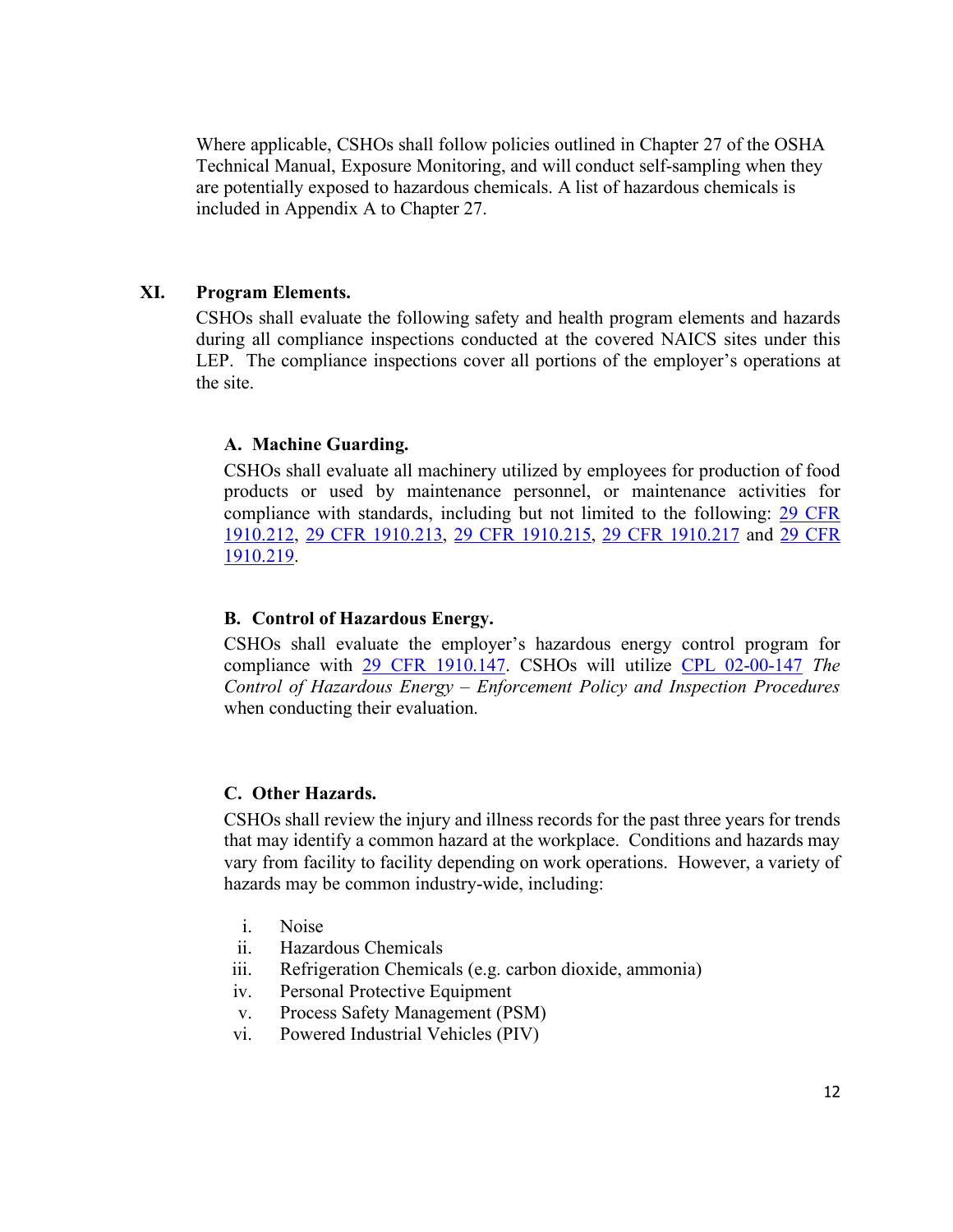Where applicable, CSHOs shall follow policies outlined in Chapter 27 of the OSHA Technical Manual, Exposure Monitoring, and will conduct self-sampling when they are potentially exposed to hazardous chemicals. A list of hazardous chemicals is included in Appendix A to Chapter 27.

## XI. Program Elements.

CSHOs shall evaluate the following safety and health program elements and hazards during all compliance inspections conducted at the covered NAICS sites under this LEP. The compliance inspections cover all portions of the employer's operations at the site.

### A. Machine Guarding.

CSHOs shall evaluate all machinery utilized by employees for production of food products or used by maintenance personnel, or maintenance activities for compliance with standards, including but not limited to the following: 29 CFR 1910.212, 29 CFR 1910.213, 29 CFR 1910.215, 29 CFR 1910.217 and 29 CFR 1910.219.

### B. Control of Hazardous Energy.

CSHOs shall evaluate the employer's hazardous energy control program for compliance with 29 CFR 1910.147. CSHOs will utilize CPL 02-00-147 *The Control of Hazardous Energy – Enforcement Policy and Inspection Procedures* when conducting their evaluation.

### C. Other Hazards.

CSHOs shall review the injury and illness records for the past three years for trends that may identify a common hazard at the workplace. Conditions and hazards may vary from facility to facility depending on work operations. However, a variety of hazards may be common industry-wide, including:

i. Noise
ii. Hazardous Chemicals
iii. Refrigeration Chemicals (e.g. carbon dioxide, ammonia)
iv. Personal Protective Equipment
v. Process Safety Management (PSM)
vi. Powered Industrial Vehicles (PIV)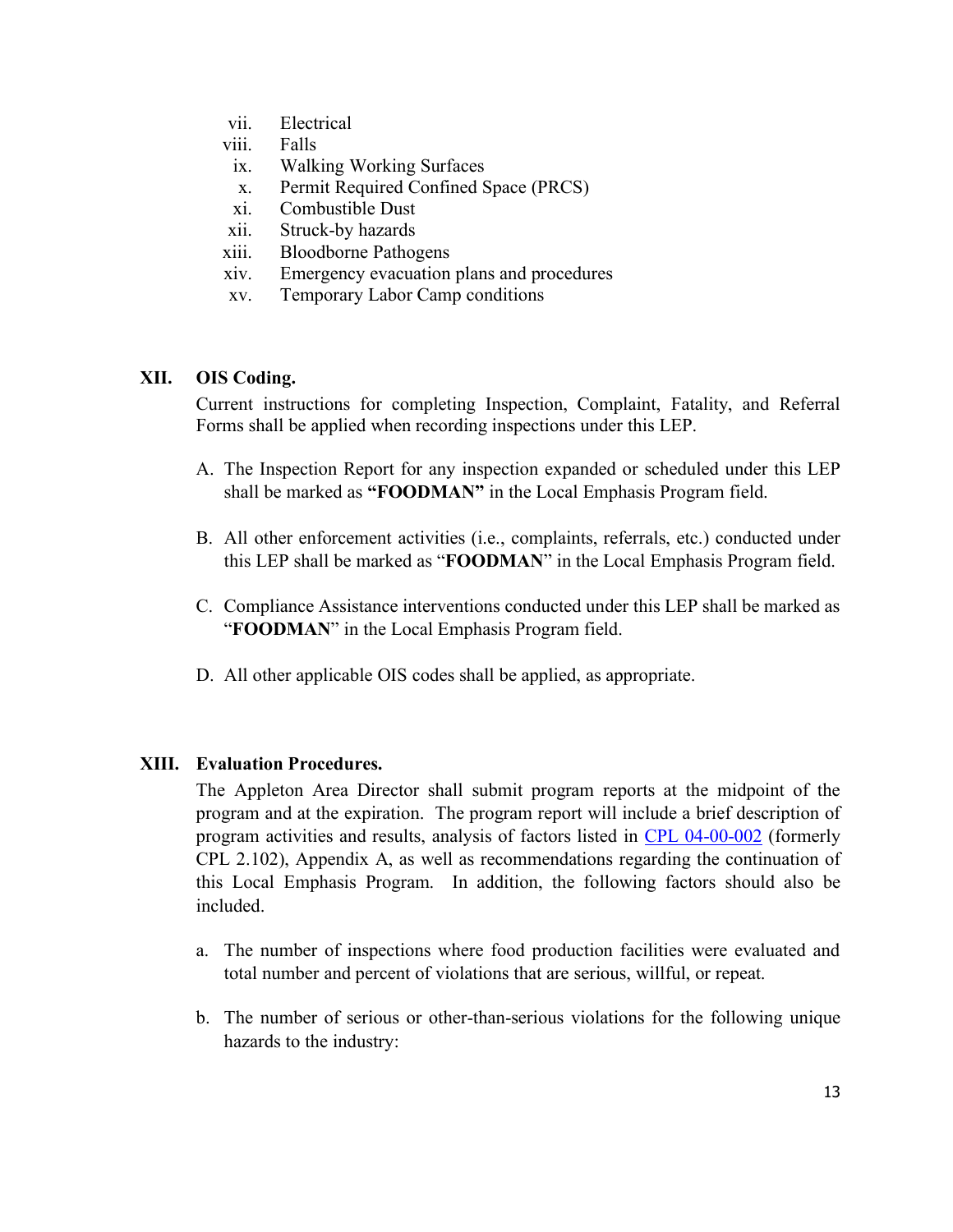vii. Electrical
viii. Falls
ix. Walking Working Surfaces
x. Permit Required Confined Space (PRCS)
xi. Combustible Dust
xii. Struck-by hazards
xiii. Bloodborne Pathogens
xiv. Emergency evacuation plans and procedures
xv. Temporary Labor Camp conditions

## XII. OIS Coding.

Current instructions for completing Inspection, Complaint, Fatality, and Referral Forms shall be applied when recording inspections under this LEP.

A. The Inspection Report for any inspection expanded or scheduled under this LEP shall be marked as **"FOODMAN"** in the Local Emphasis Program field.

B. All other enforcement activities (i.e., complaints, referrals, etc.) conducted under this LEP shall be marked as "**FOODMAN**" in the Local Emphasis Program field.

C. Compliance Assistance interventions conducted under this LEP shall be marked as "**FOODMAN**" in the Local Emphasis Program field.

D. All other applicable OIS codes shall be applied, as appropriate.

## XIII. Evaluation Procedures.

The Appleton Area Director shall submit program reports at the midpoint of the program and at the expiration. The program report will include a brief description of program activities and results, analysis of factors listed in CPL 04-00-002 (formerly CPL 2.102), Appendix A, as well as recommendations regarding the continuation of this Local Emphasis Program. In addition, the following factors should also be included.

a. The number of inspections where food production facilities were evaluated and total number and percent of violations that are serious, willful, or repeat.

b. The number of serious or other-than-serious violations for the following unique hazards to the industry: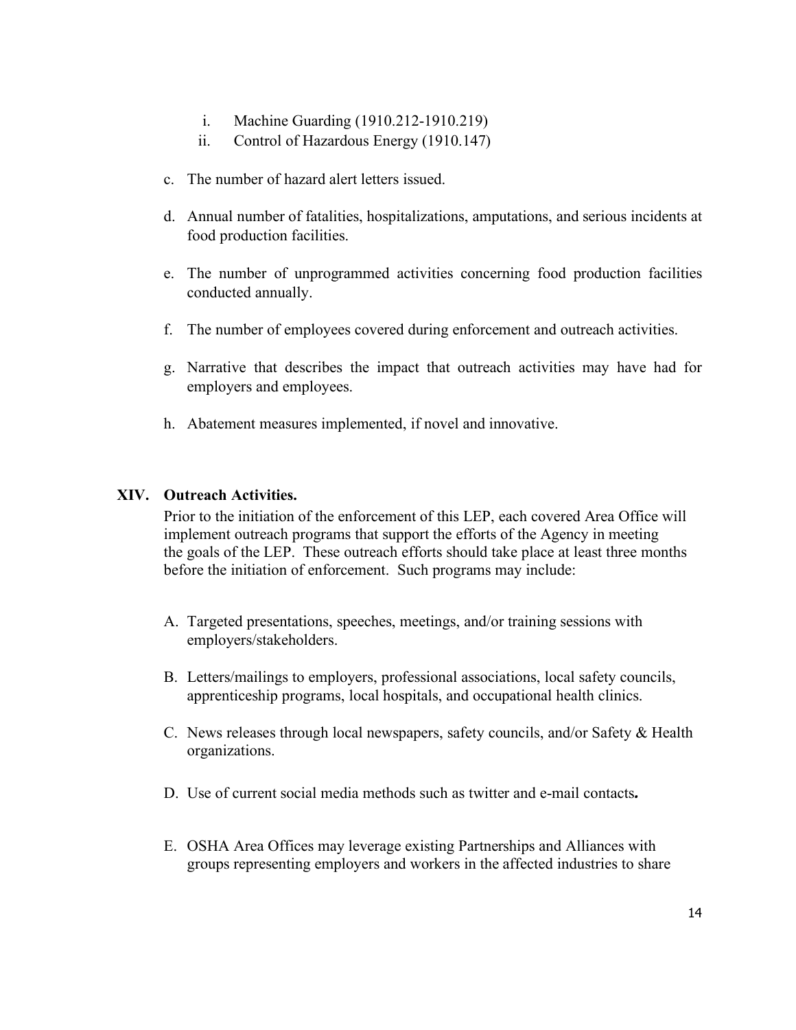i. Machine Guarding (1910.212-1910.219)
   ii. Control of Hazardous Energy (1910.147)

c. The number of hazard alert letters issued.

d. Annual number of fatalities, hospitalizations, amputations, and serious incidents at food production facilities.

e. The number of unprogrammed activities concerning food production facilities conducted annually.

f. The number of employees covered during enforcement and outreach activities.

g. Narrative that describes the impact that outreach activities may have had for employers and employees.

h. Abatement measures implemented, if novel and innovative.

## XIV. Outreach Activities.

Prior to the initiation of the enforcement of this LEP, each covered Area Office will implement outreach programs that support the efforts of the Agency in meeting the goals of the LEP. These outreach efforts should take place at least three months before the initiation of enforcement. Such programs may include:

A. Targeted presentations, speeches, meetings, and/or training sessions with employers/stakeholders.

B. Letters/mailings to employers, professional associations, local safety councils, apprenticeship programs, local hospitals, and occupational health clinics.

C. News releases through local newspapers, safety councils, and/or Safety & Health organizations.

D. Use of current social media methods such as twitter and e-mail contacts**.**

E. OSHA Area Offices may leverage existing Partnerships and Alliances with groups representing employers and workers in the affected industries to share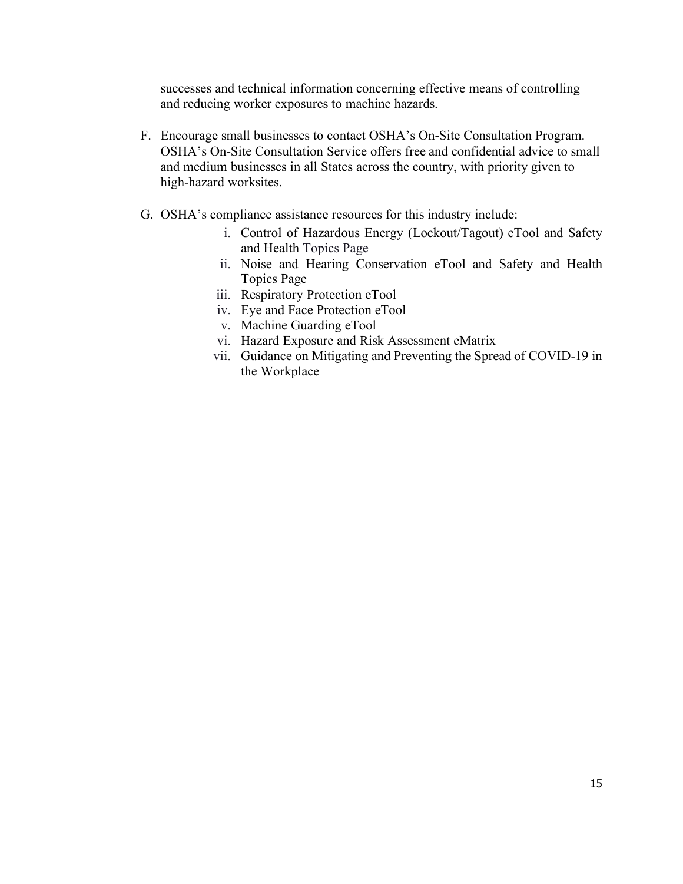successes and technical information concerning effective means of controlling and reducing worker exposures to machine hazards.

F. Encourage small businesses to contact OSHA's On-Site Consultation Program. OSHA's On-Site Consultation Service offers free and confidential advice to small and medium businesses in all States across the country, with priority given to high-hazard worksites.

G. OSHA's compliance assistance resources for this industry include:

   i. Control of Hazardous Energy (Lockout/Tagout) eTool and Safety and Health Topics Page
   ii. Noise and Hearing Conservation eTool and Safety and Health Topics Page
   iii. Respiratory Protection eTool
   iv. Eye and Face Protection eTool
   v. Machine Guarding eTool
   vi. Hazard Exposure and Risk Assessment eMatrix
   vii. Guidance on Mitigating and Preventing the Spread of COVID-19 in the Workplace